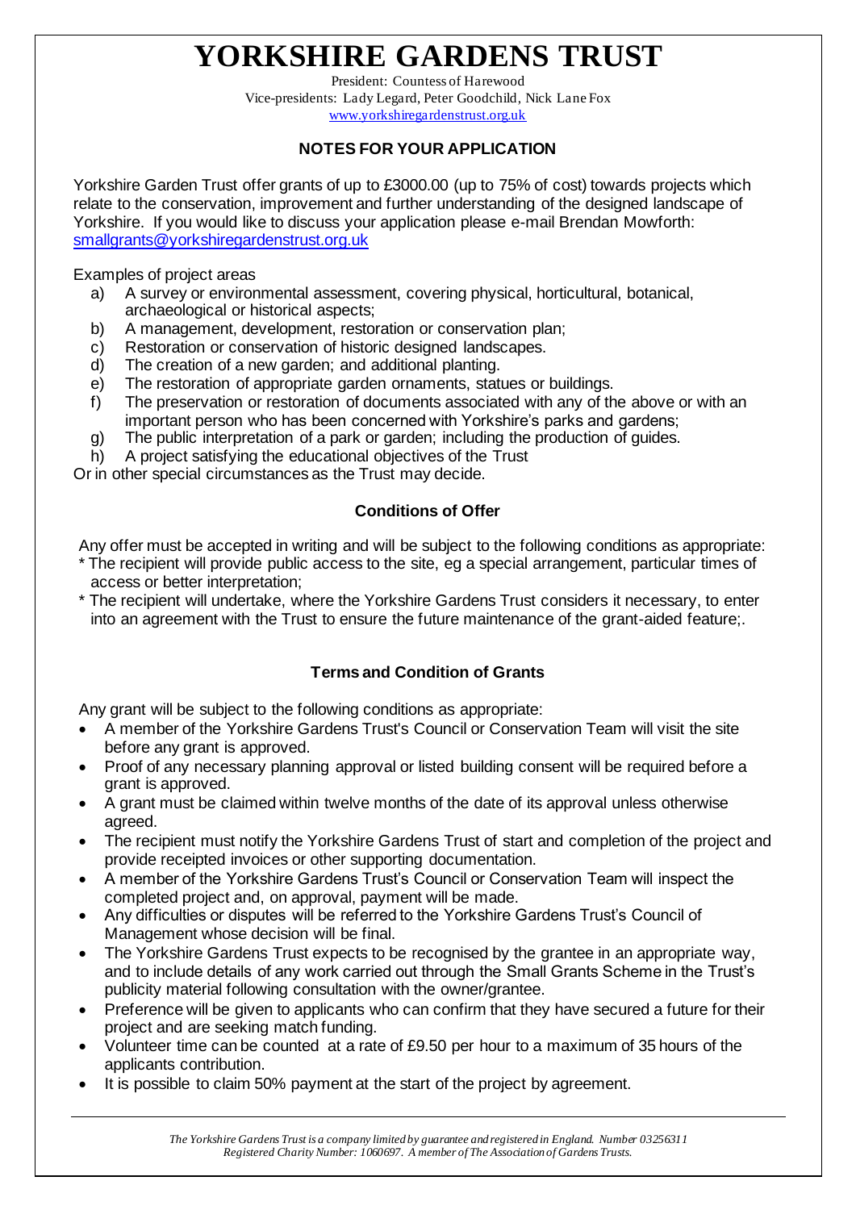# YORKSHIRE GARDENS TRUST

President: Countess of Harewood
Vice-presidents: Lady Legard, Peter Goodchild, Nick Lane Fox
www.yorkshiregardenstrust.org.uk

## NOTES FOR YOUR APPLICATION

Yorkshire Garden Trust offer grants of up to £3000.00 (up to 75% of cost) towards projects which relate to the conservation, improvement and further understanding of the designed landscape of Yorkshire. If you would like to discuss your application please e-mail Brendan Mowforth: smallgrants@yorkshiregardenstrust.org.uk

Examples of project areas

a) A survey or environmental assessment, covering physical, horticultural, botanical, archaeological or historical aspects;
b) A management, development, restoration or conservation plan;
c) Restoration or conservation of historic designed landscapes.
d) The creation of a new garden; and additional planting.
e) The restoration of appropriate garden ornaments, statues or buildings.
f) The preservation or restoration of documents associated with any of the above or with an important person who has been concerned with Yorkshire's parks and gardens;
g) The public interpretation of a park or garden; including the production of guides.
h) A project satisfying the educational objectives of the Trust

Or in other special circumstances as the Trust may decide.

### Conditions of Offer

Any offer must be accepted in writing and will be subject to the following conditions as appropriate:

* The recipient will provide public access to the site, eg a special arrangement, particular times of access or better interpretation;
* The recipient will undertake, where the Yorkshire Gardens Trust considers it necessary, to enter into an agreement with the Trust to ensure the future maintenance of the grant-aided feature;.

### Terms and Condition of Grants

Any grant will be subject to the following conditions as appropriate:

- A member of the Yorkshire Gardens Trust's Council or Conservation Team will visit the site before any grant is approved.
- Proof of any necessary planning approval or listed building consent will be required before a grant is approved.
- A grant must be claimed within twelve months of the date of its approval unless otherwise agreed.
- The recipient must notify the Yorkshire Gardens Trust of start and completion of the project and provide receipted invoices or other supporting documentation.
- A member of the Yorkshire Gardens Trust's Council or Conservation Team will inspect the completed project and, on approval, payment will be made.
- Any difficulties or disputes will be referred to the Yorkshire Gardens Trust's Council of Management whose decision will be final.
- The Yorkshire Gardens Trust expects to be recognised by the grantee in an appropriate way, and to include details of any work carried out through the Small Grants Scheme in the Trust's publicity material following consultation with the owner/grantee.
- Preference will be given to applicants who can confirm that they have secured a future for their project and are seeking match funding.
- Volunteer time can be counted at a rate of £9.50 per hour to a maximum of 35 hours of the applicants contribution.
- It is possible to claim 50% payment at the start of the project by agreement.

*The Yorkshire Gardens Trust is a company limited by guarantee and registered in England. Number 03256311*
*Registered Charity Number: 1060697. A member of The Association of Gardens Trusts.*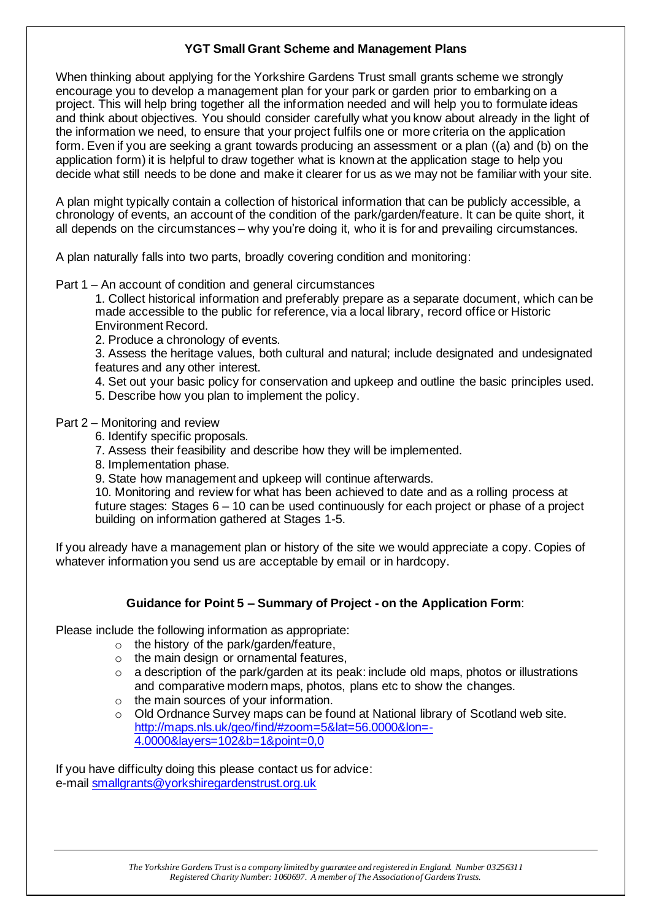## YGT Small Grant Scheme and Management Plans

When thinking about applying for the Yorkshire Gardens Trust small grants scheme we strongly encourage you to develop a management plan for your park or garden prior to embarking on a project. This will help bring together all the information needed and will help you to formulate ideas and think about objectives. You should consider carefully what you know about already in the light of the information we need, to ensure that your project fulfils one or more criteria on the application form. Even if you are seeking a grant towards producing an assessment or a plan ((a) and (b) on the application form) it is helpful to draw together what is known at the application stage to help you decide what still needs to be done and make it clearer for us as we may not be familiar with your site.

A plan might typically contain a collection of historical information that can be publicly accessible, a chronology of events, an account of the condition of the park/garden/feature. It can be quite short, it all depends on the circumstances – why you're doing it, who it is for and prevailing circumstances.

A plan naturally falls into two parts, broadly covering condition and monitoring:

Part 1 – An account of condition and general circumstances

1. Collect historical information and preferably prepare as a separate document, which can be made accessible to the public for reference, via a local library, record office or Historic Environment Record.
2. Produce a chronology of events.
3. Assess the heritage values, both cultural and natural; include designated and undesignated features and any other interest.
4. Set out your basic policy for conservation and upkeep and outline the basic principles used.
5. Describe how you plan to implement the policy.

Part 2 – Monitoring and review

6. Identify specific proposals.
7. Assess their feasibility and describe how they will be implemented.
8. Implementation phase.
9. State how management and upkeep will continue afterwards.
10. Monitoring and review for what has been achieved to date and as a rolling process at future stages: Stages 6 – 10 can be used continuously for each project or phase of a project building on information gathered at Stages 1-5.

If you already have a management plan or history of the site we would appreciate a copy. Copies of whatever information you send us are acceptable by email or in hardcopy.

### Guidance for Point 5 – Summary of Project - on the Application Form:

Please include the following information as appropriate:

- the history of the park/garden/feature,
- the main design or ornamental features,
- a description of the park/garden at its peak: include old maps, photos or illustrations and comparative modern maps, photos, plans etc to show the changes.
- the main sources of your information.
- Old Ordnance Survey maps can be found at National library of Scotland web site. http://maps.nls.uk/geo/find/#zoom=5&lat=56.0000&lon=-4.0000&layers=102&b=1&point=0,0

If you have difficulty doing this please contact us for advice:
e-mail smallgrants@yorkshiregardenstrust.org.uk

*The Yorkshire Gardens Trust is a company limited by guarantee and registered in England. Number 03256311*
*Registered Charity Number: 1060697. A member of The Association of Gardens Trusts.*